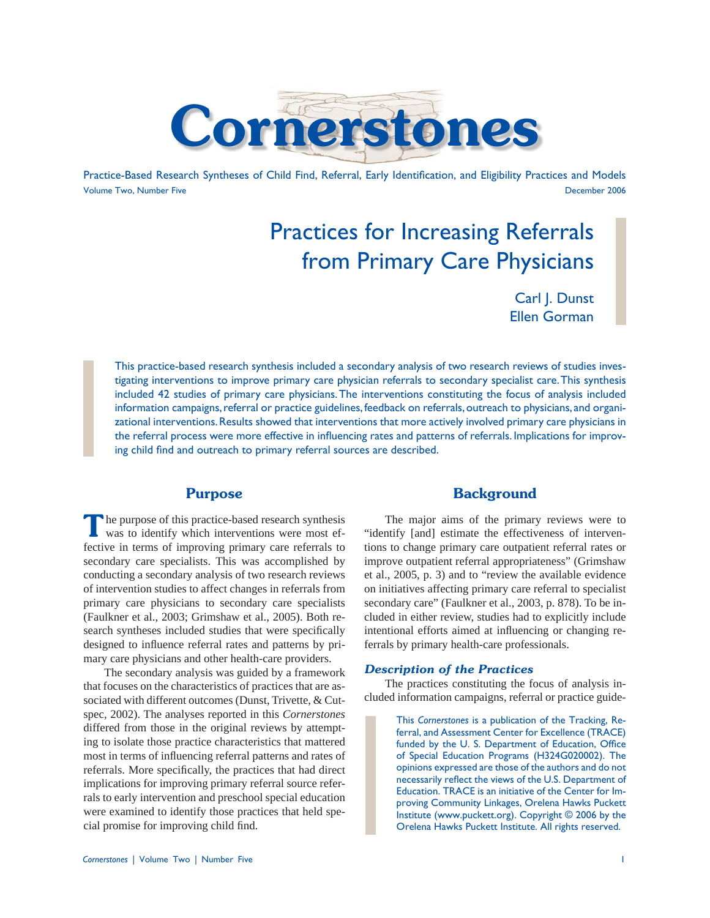# Cornerstones

Practice-Based Research Syntheses of Child Find, Referral, Early Identification, and Eligibility Practices and Models

Volume Two, Number Five December 2006

## Practices for Increasing Referrals from Primary Care Physicians

Carl J. Dunst
Ellen Gorman

This practice-based research synthesis included a secondary analysis of two research reviews of studies investigating interventions to improve primary care physician referrals to secondary specialist care. This synthesis included 42 studies of primary care physicians. The interventions constituting the focus of analysis included information campaigns, referral or practice guidelines, feedback on referrals, outreach to physicians, and organizational interventions. Results showed that interventions that more actively involved primary care physicians in the referral process were more effective in influencing rates and patterns of referrals. Implications for improving child find and outreach to primary referral sources are described.

### Purpose

The purpose of this practice-based research synthesis was to identify which interventions were most effective in terms of improving primary care referrals to secondary care specialists. This was accomplished by conducting a secondary analysis of two research reviews of intervention studies to affect changes in referrals from primary care physicians to secondary care specialists (Faulkner et al., 2003; Grimshaw et al., 2005). Both research syntheses included studies that were specifically designed to influence referral rates and patterns by primary care physicians and other health-care providers.

The secondary analysis was guided by a framework that focuses on the characteristics of practices that are associated with different outcomes (Dunst, Trivette, & Cutspec, 2002). The analyses reported in this *Cornerstones* differed from those in the original reviews by attempting to isolate those practice characteristics that mattered most in terms of influencing referral patterns and rates of referrals. More specifically, the practices that had direct implications for improving primary referral source referrals to early intervention and preschool special education were examined to identify those practices that held special promise for improving child find.

### Background

The major aims of the primary reviews were to "identify [and] estimate the effectiveness of interventions to change primary care outpatient referral rates or improve outpatient referral appropriateness" (Grimshaw et al., 2005, p. 3) and to "review the available evidence on initiatives affecting primary care referral to specialist secondary care" (Faulkner et al., 2003, p. 878). To be included in either review, studies had to explicitly include intentional efforts aimed at influencing or changing referrals by primary health-care professionals.

#### *Description of the Practices*

The practices constituting the focus of analysis included information campaigns, referral or practice guide-

This *Cornerstones* is a publication of the Tracking, Referral, and Assessment Center for Excellence (TRACE) funded by the U. S. Department of Education, Office of Special Education Programs (H324G020002). The opinions expressed are those of the authors and do not necessarily reflect the views of the U.S. Department of Education. TRACE is an initiative of the Center for Improving Community Linkages, Orelena Hawks Puckett Institute (www.puckett.org). Copyright © 2006 by the Orelena Hawks Puckett Institute. All rights reserved.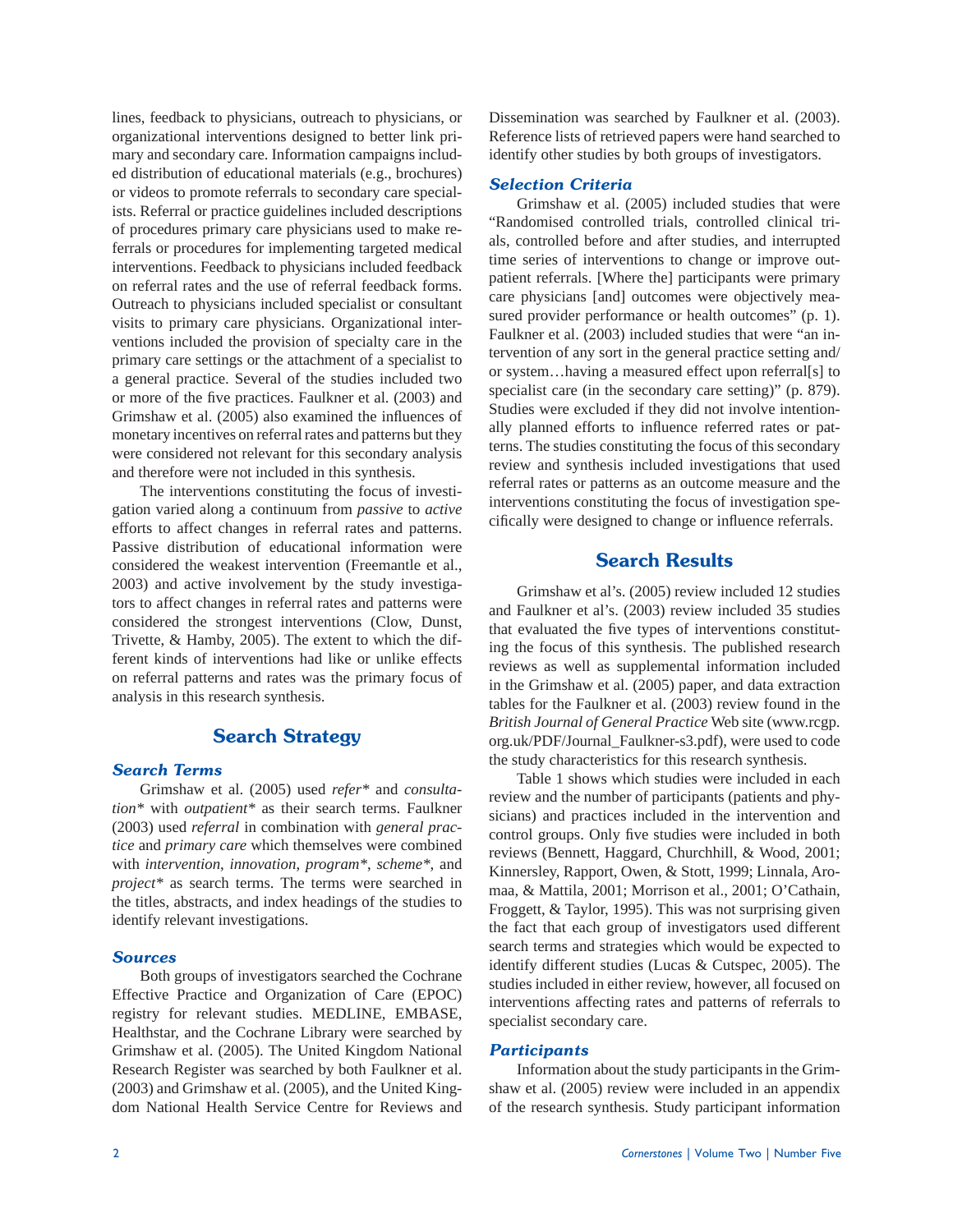lines, feedback to physicians, outreach to physicians, or organizational interventions designed to better link primary and secondary care. Information campaigns included distribution of educational materials (e.g., brochures) or videos to promote referrals to secondary care specialists. Referral or practice guidelines included descriptions of procedures primary care physicians used to make referrals or procedures for implementing targeted medical interventions. Feedback to physicians included feedback on referral rates and the use of referral feedback forms. Outreach to physicians included specialist or consultant visits to primary care physicians. Organizational interventions included the provision of specialty care in the primary care settings or the attachment of a specialist to a general practice. Several of the studies included two or more of the five practices. Faulkner et al. (2003) and Grimshaw et al. (2005) also examined the influences of monetary incentives on referral rates and patterns but they were considered not relevant for this secondary analysis and therefore were not included in this synthesis.

The interventions constituting the focus of investigation varied along a continuum from *passive* to *active* efforts to affect changes in referral rates and patterns. Passive distribution of educational information were considered the weakest intervention (Freemantle et al., 2003) and active involvement by the study investigators to affect changes in referral rates and patterns were considered the strongest interventions (Clow, Dunst, Trivette, & Hamby, 2005). The extent to which the different kinds of interventions had like or unlike effects on referral patterns and rates was the primary focus of analysis in this research synthesis.

## Search Strategy

### Search Terms

Grimshaw et al. (2005) used *refer** and *consultation** with *outpatient** as their search terms. Faulkner (2003) used *referral* in combination with *general practice* and *primary care* which themselves were combined with *intervention*, *innovation*, *program**, *scheme**, and *project** as search terms. The terms were searched in the titles, abstracts, and index headings of the studies to identify relevant investigations.

### Sources

Both groups of investigators searched the Cochrane Effective Practice and Organization of Care (EPOC) registry for relevant studies. MEDLINE, EMBASE, Healthstar, and the Cochrane Library were searched by Grimshaw et al. (2005). The United Kingdom National Research Register was searched by both Faulkner et al. (2003) and Grimshaw et al. (2005), and the United Kingdom National Health Service Centre for Reviews and Dissemination was searched by Faulkner et al. (2003). Reference lists of retrieved papers were hand searched to identify other studies by both groups of investigators.

### Selection Criteria

Grimshaw et al. (2005) included studies that were "Randomised controlled trials, controlled clinical trials, controlled before and after studies, and interrupted time series of interventions to change or improve outpatient referrals. [Where the] participants were primary care physicians [and] outcomes were objectively measured provider performance or health outcomes" (p. 1). Faulkner et al. (2003) included studies that were "an intervention of any sort in the general practice setting and/or system…having a measured effect upon referral[s] to specialist care (in the secondary care setting)" (p. 879). Studies were excluded if they did not involve intentionally planned efforts to influence referred rates or patterns. The studies constituting the focus of this secondary review and synthesis included investigations that used referral rates or patterns as an outcome measure and the interventions constituting the focus of investigation specifically were designed to change or influence referrals.

## Search Results

Grimshaw et al's. (2005) review included 12 studies and Faulkner et al's. (2003) review included 35 studies that evaluated the five types of interventions constituting the focus of this synthesis. The published research reviews as well as supplemental information included in the Grimshaw et al. (2005) paper, and data extraction tables for the Faulkner et al. (2003) review found in the *British Journal of General Practice* Web site (www.rcgp.org.uk/PDF/Journal_Faulkner-s3.pdf), were used to code the study characteristics for this research synthesis.

Table 1 shows which studies were included in each review and the number of participants (patients and physicians) and practices included in the intervention and control groups. Only five studies were included in both reviews (Bennett, Haggard, Churchhill, & Wood, 2001; Kinnersley, Rapport, Owen, & Stott, 1999; Linnala, Aromaa, & Mattila, 2001; Morrison et al., 2001; O'Cathain, Froggett, & Taylor, 1995). This was not surprising given the fact that each group of investigators used different search terms and strategies which would be expected to identify different studies (Lucas & Cutspec, 2005). The studies included in either review, however, all focused on interventions affecting rates and patterns of referrals to specialist secondary care.

### Participants

Information about the study participants in the Grimshaw et al. (2005) review were included in an appendix of the research synthesis. Study participant information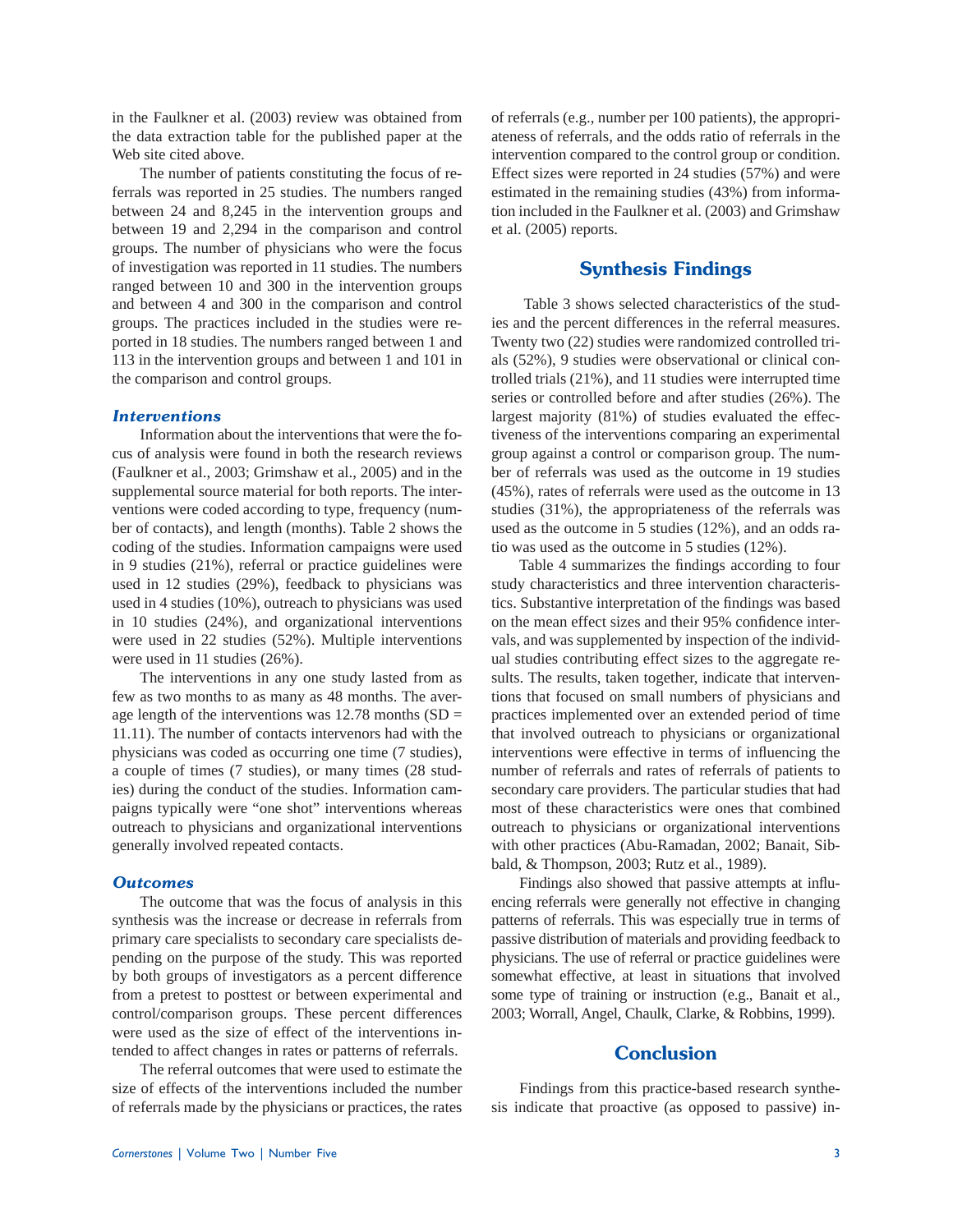in the Faulkner et al. (2003) review was obtained from the data extraction table for the published paper at the Web site cited above.

The number of patients constituting the focus of referrals was reported in 25 studies. The numbers ranged between 24 and 8,245 in the intervention groups and between 19 and 2,294 in the comparison and control groups. The number of physicians who were the focus of investigation was reported in 11 studies. The numbers ranged between 10 and 300 in the intervention groups and between 4 and 300 in the comparison and control groups. The practices included in the studies were reported in 18 studies. The numbers ranged between 1 and 113 in the intervention groups and between 1 and 101 in the comparison and control groups.

### *Interventions*

Information about the interventions that were the focus of analysis were found in both the research reviews (Faulkner et al., 2003; Grimshaw et al., 2005) and in the supplemental source material for both reports. The interventions were coded according to type, frequency (number of contacts), and length (months). Table 2 shows the coding of the studies. Information campaigns were used in 9 studies (21%), referral or practice guidelines were used in 12 studies (29%), feedback to physicians was used in 4 studies (10%), outreach to physicians was used in 10 studies (24%), and organizational interventions were used in 22 studies (52%). Multiple interventions were used in 11 studies (26%).

The interventions in any one study lasted from as few as two months to as many as 48 months. The average length of the interventions was 12.78 months (SD = 11.11). The number of contacts intervenors had with the physicians was coded as occurring one time (7 studies), a couple of times (7 studies), or many times (28 studies) during the conduct of the studies. Information campaigns typically were "one shot" interventions whereas outreach to physicians and organizational interventions generally involved repeated contacts.

### *Outcomes*

The outcome that was the focus of analysis in this synthesis was the increase or decrease in referrals from primary care specialists to secondary care specialists depending on the purpose of the study. This was reported by both groups of investigators as a percent difference from a pretest to posttest or between experimental and control/comparison groups. These percent differences were used as the size of effect of the interventions intended to affect changes in rates or patterns of referrals.

The referral outcomes that were used to estimate the size of effects of the interventions included the number of referrals made by the physicians or practices, the rates of referrals (e.g., number per 100 patients), the appropriateness of referrals, and the odds ratio of referrals in the intervention compared to the control group or condition. Effect sizes were reported in 24 studies (57%) and were estimated in the remaining studies (43%) from information included in the Faulkner et al. (2003) and Grimshaw et al. (2005) reports.

## Synthesis Findings

Table 3 shows selected characteristics of the studies and the percent differences in the referral measures. Twenty two (22) studies were randomized controlled trials (52%), 9 studies were observational or clinical controlled trials (21%), and 11 studies were interrupted time series or controlled before and after studies (26%). The largest majority (81%) of studies evaluated the effectiveness of the interventions comparing an experimental group against a control or comparison group. The number of referrals was used as the outcome in 19 studies (45%), rates of referrals were used as the outcome in 13 studies (31%), the appropriateness of the referrals was used as the outcome in 5 studies (12%), and an odds ratio was used as the outcome in 5 studies (12%).

Table 4 summarizes the findings according to four study characteristics and three intervention characteristics. Substantive interpretation of the findings was based on the mean effect sizes and their 95% confidence intervals, and was supplemented by inspection of the individual studies contributing effect sizes to the aggregate results. The results, taken together, indicate that interventions that focused on small numbers of physicians and practices implemented over an extended period of time that involved outreach to physicians or organizational interventions were effective in terms of influencing the number of referrals and rates of referrals of patients to secondary care providers. The particular studies that had most of these characteristics were ones that combined outreach to physicians or organizational interventions with other practices (Abu-Ramadan, 2002; Banait, Sibbald, & Thompson, 2003; Rutz et al., 1989).

Findings also showed that passive attempts at influencing referrals were generally not effective in changing patterns of referrals. This was especially true in terms of passive distribution of materials and providing feedback to physicians. The use of referral or practice guidelines were somewhat effective, at least in situations that involved some type of training or instruction (e.g., Banait et al., 2003; Worrall, Angel, Chaulk, Clarke, & Robbins, 1999).

## Conclusion

Findings from this practice-based research synthesis indicate that proactive (as opposed to passive) in-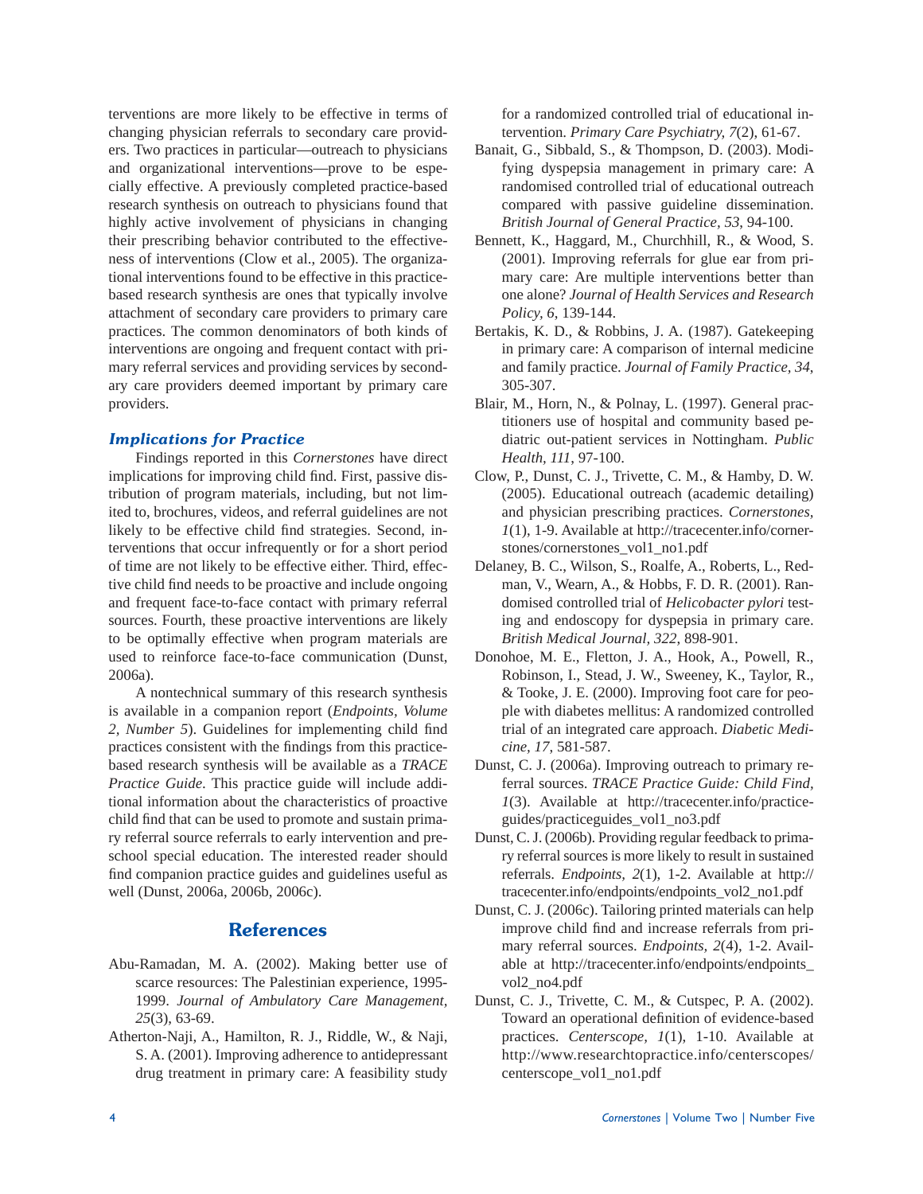terventions are more likely to be effective in terms of changing physician referrals to secondary care providers. Two practices in particular—outreach to physicians and organizational interventions—prove to be especially effective. A previously completed practice-based research synthesis on outreach to physicians found that highly active involvement of physicians in changing their prescribing behavior contributed to the effectiveness of interventions (Clow et al., 2005). The organizational interventions found to be effective in this practice-based research synthesis are ones that typically involve attachment of secondary care providers to primary care practices. The common denominators of both kinds of interventions are ongoing and frequent contact with primary referral services and providing services by secondary care providers deemed important by primary care providers.

### *Implications for Practice*

Findings reported in this *Cornerstones* have direct implications for improving child find. First, passive distribution of program materials, including, but not limited to, brochures, videos, and referral guidelines are not likely to be effective child find strategies. Second, interventions that occur infrequently or for a short period of time are not likely to be effective either. Third, effective child find needs to be proactive and include ongoing and frequent face-to-face contact with primary referral sources. Fourth, these proactive interventions are likely to be optimally effective when program materials are used to reinforce face-to-face communication (Dunst, 2006a).

A nontechnical summary of this research synthesis is available in a companion report (*Endpoints, Volume 2, Number 5*). Guidelines for implementing child find practices consistent with the findings from this practice-based research synthesis will be available as a *TRACE Practice Guide*. This practice guide will include additional information about the characteristics of proactive child find that can be used to promote and sustain primary referral source referrals to early intervention and preschool special education. The interested reader should find companion practice guides and guidelines useful as well (Dunst, 2006a, 2006b, 2006c).

## References

Abu-Ramadan, M. A. (2002). Making better use of scarce resources: The Palestinian experience, 1995-1999. *Journal of Ambulatory Care Management, 25*(3), 63-69.

Atherton-Naji, A., Hamilton, R. J., Riddle, W., & Naji, S. A. (2001). Improving adherence to antidepressant drug treatment in primary care: A feasibility study for a randomized controlled trial of educational intervention. *Primary Care Psychiatry, 7*(2), 61-67.

Banait, G., Sibbald, S., & Thompson, D. (2003). Modifying dyspepsia management in primary care: A randomised controlled trial of educational outreach compared with passive guideline dissemination. *British Journal of General Practice, 53*, 94-100.

Bennett, K., Haggard, M., Churchhill, R., & Wood, S. (2001). Improving referrals for glue ear from primary care: Are multiple interventions better than one alone? *Journal of Health Services and Research Policy, 6*, 139-144.

Bertakis, K. D., & Robbins, J. A. (1987). Gatekeeping in primary care: A comparison of internal medicine and family practice. *Journal of Family Practice, 34*, 305-307.

Blair, M., Horn, N., & Polnay, L. (1997). General practitioners use of hospital and community based pediatric out-patient services in Nottingham. *Public Health, 111*, 97-100.

Clow, P., Dunst, C. J., Trivette, C. M., & Hamby, D. W. (2005). Educational outreach (academic detailing) and physician prescribing practices. *Cornerstones, 1*(1), 1-9. Available at http://tracecenter.info/cornerstones/cornerstones_vol1_no1.pdf

Delaney, B. C., Wilson, S., Roalfe, A., Roberts, L., Redman, V., Wearn, A., & Hobbs, F. D. R. (2001). Randomised controlled trial of *Helicobacter pylori* testing and endoscopy for dyspepsia in primary care. *British Medical Journal, 322*, 898-901.

Donohoe, M. E., Fletton, J. A., Hook, A., Powell, R., Robinson, I., Stead, J. W., Sweeney, K., Taylor, R., & Tooke, J. E. (2000). Improving foot care for people with diabetes mellitus: A randomized controlled trial of an integrated care approach. *Diabetic Medicine, 17*, 581-587.

Dunst, C. J. (2006a). Improving outreach to primary referral sources. *TRACE Practice Guide: Child Find, 1*(3). Available at http://tracecenter.info/practiceguides/practiceguides_vol1_no3.pdf

Dunst, C. J. (2006b). Providing regular feedback to primary referral sources is more likely to result in sustained referrals. *Endpoints, 2*(1), 1-2. Available at http://tracecenter.info/endpoints/endpoints_vol2_no1.pdf

Dunst, C. J. (2006c). Tailoring printed materials can help improve child find and increase referrals from primary referral sources. *Endpoints, 2*(4), 1-2. Available at http://tracecenter.info/endpoints/endpoints_vol2_no4.pdf

Dunst, C. J., Trivette, C. M., & Cutspec, P. A. (2002). Toward an operational definition of evidence-based practices. *Centerscope, 1*(1), 1-10. Available at http://www.researchtopractice.info/centerscopes/centerscope_vol1_no1.pdf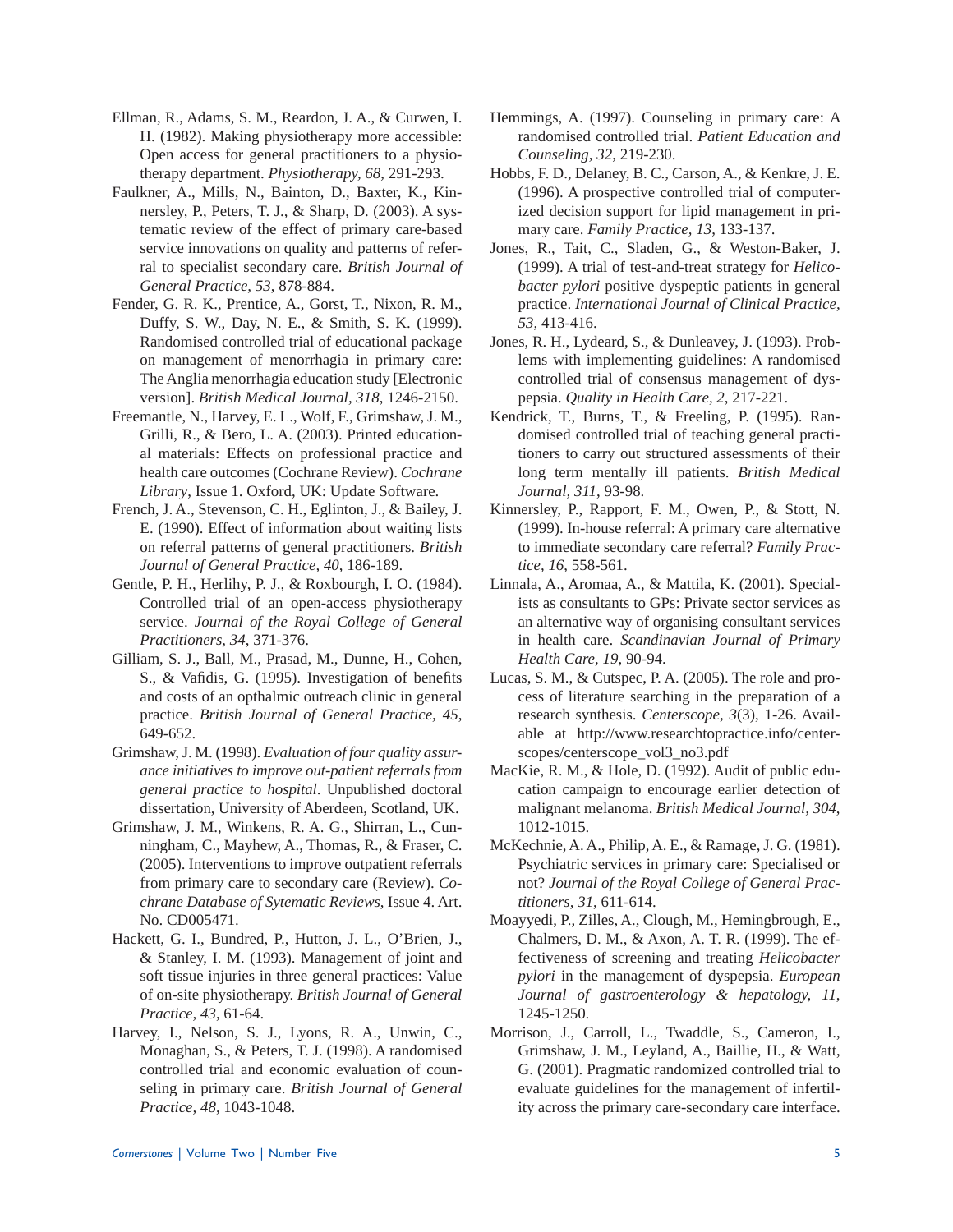Ellman, R., Adams, S. M., Reardon, J. A., & Curwen, I. H. (1982). Making physiotherapy more accessible: Open access for general practitioners to a physiotherapy department. *Physiotherapy, 68*, 291-293.

Faulkner, A., Mills, N., Bainton, D., Baxter, K., Kinnersley, P., Peters, T. J., & Sharp, D. (2003). A systematic review of the effect of primary care-based service innovations on quality and patterns of referral to specialist secondary care. *British Journal of General Practice, 53*, 878-884.

Fender, G. R. K., Prentice, A., Gorst, T., Nixon, R. M., Duffy, S. W., Day, N. E., & Smith, S. K. (1999). Randomised controlled trial of educational package on management of menorrhagia in primary care: The Anglia menorrhagia education study [Electronic version]. *British Medical Journal, 318*, 1246-2150.

Freemantle, N., Harvey, E. L., Wolf, F., Grimshaw, J. M., Grilli, R., & Bero, L. A. (2003). Printed educational materials: Effects on professional practice and health care outcomes (Cochrane Review). *Cochrane Library*, Issue 1. Oxford, UK: Update Software.

French, J. A., Stevenson, C. H., Eglinton, J., & Bailey, J. E. (1990). Effect of information about waiting lists on referral patterns of general practitioners. *British Journal of General Practice, 40*, 186-189.

Gentle, P. H., Herlihy, P. J., & Roxbourgh, I. O. (1984). Controlled trial of an open-access physiotherapy service. *Journal of the Royal College of General Practitioners, 34*, 371-376.

Gilliam, S. J., Ball, M., Prasad, M., Dunne, H., Cohen, S., & Vafidis, G. (1995). Investigation of benefits and costs of an opthalmic outreach clinic in general practice. *British Journal of General Practice, 45*, 649-652.

Grimshaw, J. M. (1998). *Evaluation of four quality assurance initiatives to improve out-patient referrals from general practice to hospital*. Unpublished doctoral dissertation, University of Aberdeen, Scotland, UK.

Grimshaw, J. M., Winkens, R. A. G., Shirran, L., Cunningham, C., Mayhew, A., Thomas, R., & Fraser, C. (2005). Interventions to improve outpatient referrals from primary care to secondary care (Review). *Cochrane Database of Sytematic Reviews*, Issue 4. Art. No. CD005471.

Hackett, G. I., Bundred, P., Hutton, J. L., O'Brien, J., & Stanley, I. M. (1993). Management of joint and soft tissue injuries in three general practices: Value of on-site physiotherapy. *British Journal of General Practice, 43*, 61-64.

Harvey, I., Nelson, S. J., Lyons, R. A., Unwin, C., Monaghan, S., & Peters, T. J. (1998). A randomised controlled trial and economic evaluation of counseling in primary care. *British Journal of General Practice, 48*, 1043-1048.

Hemmings, A. (1997). Counseling in primary care: A randomised controlled trial. *Patient Education and Counseling, 32*, 219-230.

Hobbs, F. D., Delaney, B. C., Carson, A., & Kenkre, J. E. (1996). A prospective controlled trial of computerized decision support for lipid management in primary care. *Family Practice, 13*, 133-137.

Jones, R., Tait, C., Sladen, G., & Weston-Baker, J. (1999). A trial of test-and-treat strategy for *Helicobacter pylori* positive dyspeptic patients in general practice. *International Journal of Clinical Practice, 53*, 413-416.

Jones, R. H., Lydeard, S., & Dunleavey, J. (1993). Problems with implementing guidelines: A randomised controlled trial of consensus management of dyspepsia. *Quality in Health Care, 2*, 217-221.

Kendrick, T., Burns, T., & Freeling, P. (1995). Randomised controlled trial of teaching general practitioners to carry out structured assessments of their long term mentally ill patients. *British Medical Journal, 311*, 93-98.

Kinnersley, P., Rapport, F. M., Owen, P., & Stott, N. (1999). In-house referral: A primary care alternative to immediate secondary care referral? *Family Practice, 16*, 558-561.

Linnala, A., Aromaa, A., & Mattila, K. (2001). Specialists as consultants to GPs: Private sector services as an alternative way of organising consultant services in health care. *Scandinavian Journal of Primary Health Care, 19*, 90-94.

Lucas, S. M., & Cutspec, P. A. (2005). The role and process of literature searching in the preparation of a research synthesis. *Centerscope, 3*(3), 1-26. Available at http://www.researchtopractice.info/centerscopes/centerscope_vol3_no3.pdf

MacKie, R. M., & Hole, D. (1992). Audit of public education campaign to encourage earlier detection of malignant melanoma. *British Medical Journal, 304*, 1012-1015.

McKechnie, A. A., Philip, A. E., & Ramage, J. G. (1981). Psychiatric services in primary care: Specialised or not? *Journal of the Royal College of General Practitioners, 31*, 611-614.

Moayyedi, P., Zilles, A., Clough, M., Hemingbrough, E., Chalmers, D. M., & Axon, A. T. R. (1999). The effectiveness of screening and treating *Helicobacter pylori* in the management of dyspepsia. *European Journal of gastroenterology & hepatology, 11*, 1245-1250.

Morrison, J., Carroll, L., Twaddle, S., Cameron, I., Grimshaw, J. M., Leyland, A., Baillie, H., & Watt, G. (2001). Pragmatic randomized controlled trial to evaluate guidelines for the management of infertility across the primary care-secondary care interface.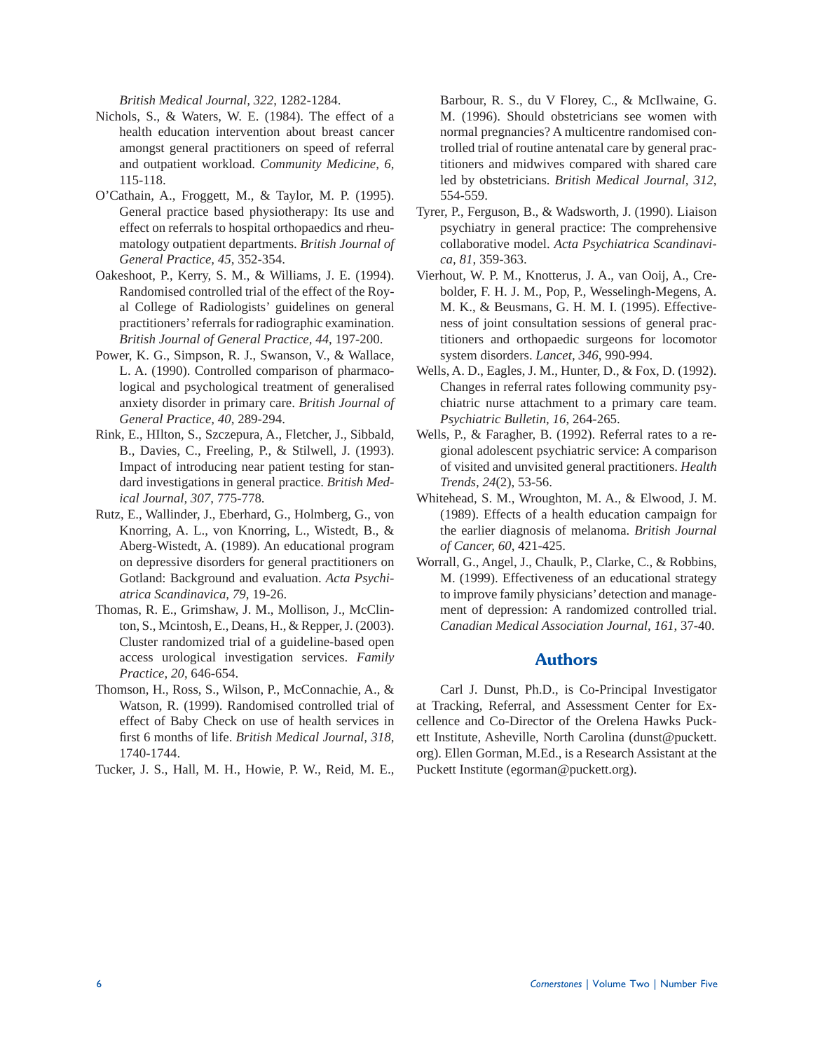*British Medical Journal, 322*, 1282-1284.

Nichols, S., & Waters, W. E. (1984). The effect of a health education intervention about breast cancer amongst general practitioners on speed of referral and outpatient workload. *Community Medicine, 6*, 115-118.

O'Cathain, A., Froggett, M., & Taylor, M. P. (1995). General practice based physiotherapy: Its use and effect on referrals to hospital orthopaedics and rheumatology outpatient departments. *British Journal of General Practice, 45*, 352-354.

Oakeshoot, P., Kerry, S. M., & Williams, J. E. (1994). Randomised controlled trial of the effect of the Royal College of Radiologists' guidelines on general practitioners' referrals for radiographic examination. *British Journal of General Practice, 44*, 197-200.

Power, K. G., Simpson, R. J., Swanson, V., & Wallace, L. A. (1990). Controlled comparison of pharmacological and psychological treatment of generalised anxiety disorder in primary care. *British Journal of General Practice, 40*, 289-294.

Rink, E., HIlton, S., Szczepura, A., Fletcher, J., Sibbald, B., Davies, C., Freeling, P., & Stilwell, J. (1993). Impact of introducing near patient testing for standard investigations in general practice. *British Medical Journal, 307*, 775-778.

Rutz, E., Wallinder, J., Eberhard, G., Holmberg, G., von Knorring, A. L., von Knorring, L., Wistedt, B., & Aberg-Wistedt, A. (1989). An educational program on depressive disorders for general practitioners on Gotland: Background and evaluation. *Acta Psychiatrica Scandinavica, 79*, 19-26.

Thomas, R. E., Grimshaw, J. M., Mollison, J., McClinton, S., Mcintosh, E., Deans, H., & Repper, J. (2003). Cluster randomized trial of a guideline-based open access urological investigation services. *Family Practice, 20*, 646-654.

Thomson, H., Ross, S., Wilson, P., McConnachie, A., & Watson, R. (1999). Randomised controlled trial of effect of Baby Check on use of health services in first 6 months of life. *British Medical Journal, 318*, 1740-1744.

Tucker, J. S., Hall, M. H., Howie, P. W., Reid, M. E., Barbour, R. S., du V Florey, C., & McIlwaine, G. M. (1996). Should obstetricians see women with normal pregnancies? A multicentre randomised controlled trial of routine antenatal care by general practitioners and midwives compared with shared care led by obstetricians. *British Medical Journal, 312*, 554-559.

Tyrer, P., Ferguson, B., & Wadsworth, J. (1990). Liaison psychiatry in general practice: The comprehensive collaborative model. *Acta Psychiatrica Scandinavica, 81*, 359-363.

Vierhout, W. P. M., Knotterus, J. A., van Ooij, A., Crebolder, F. H. J. M., Pop, P., Wesselingh-Megens, A. M. K., & Beusmans, G. H. M. I. (1995). Effectiveness of joint consultation sessions of general practitioners and orthopaedic surgeons for locomotor system disorders. *Lancet, 346*, 990-994.

Wells, A. D., Eagles, J. M., Hunter, D., & Fox, D. (1992). Changes in referral rates following community psychiatric nurse attachment to a primary care team. *Psychiatric Bulletin, 16*, 264-265.

Wells, P., & Faragher, B. (1992). Referral rates to a regional adolescent psychiatric service: A comparison of visited and unvisited general practitioners. *Health Trends, 24*(2), 53-56.

Whitehead, S. M., Wroughton, M. A., & Elwood, J. M. (1989). Effects of a health education campaign for the earlier diagnosis of melanoma. *British Journal of Cancer, 60*, 421-425.

Worrall, G., Angel, J., Chaulk, P., Clarke, C., & Robbins, M. (1999). Effectiveness of an educational strategy to improve family physicians' detection and management of depression: A randomized controlled trial. *Canadian Medical Association Journal, 161*, 37-40.

## Authors

Carl J. Dunst, Ph.D., is Co-Principal Investigator at Tracking, Referral, and Assessment Center for Excellence and Co-Director of the Orelena Hawks Puckett Institute, Asheville, North Carolina (dunst@puckett.org). Ellen Gorman, M.Ed., is a Research Assistant at the Puckett Institute (egorman@puckett.org).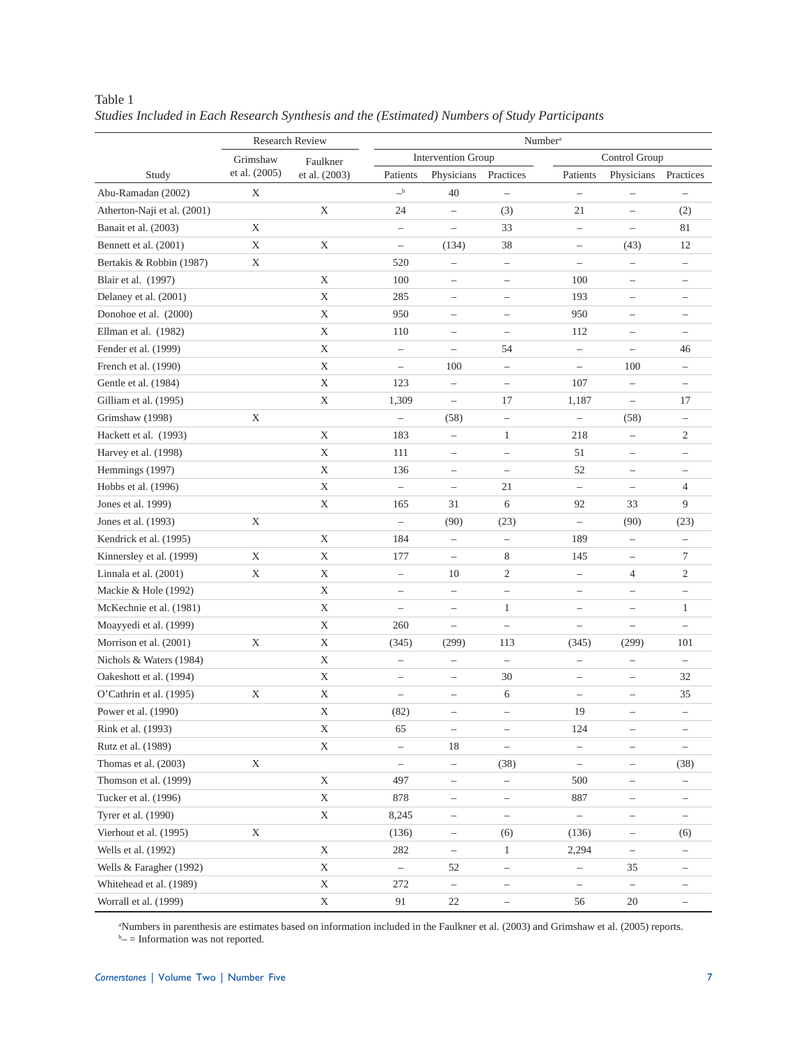Table 1

*Studies Included in Each Research Synthesis and the (Estimated) Numbers of Study Participants*

| Study | Research Review | | Number[a] | | | | | |
|---|---|---|---|---|---|---|---|---|
| | Grimshaw et al. (2005) | Faulkner et al. (2003) | Intervention Group | | | Control Group | | |
| | | | Patients | Physicians | Practices | Patients | Physicians | Practices |
| Abu-Ramadan (2002) | X | | –[b] | 40 | – | – | – | – |
| Atherton-Naji et al. (2001) | | X | 24 | – | (3) | 21 | – | (2) |
| Banait et al. (2003) | X | | – | – | 33 | – | – | 81 |
| Bennett et al. (2001) | X | X | – | (134) | 38 | – | (43) | 12 |
| Bertakis & Robbin (1987) | X | | 520 | – | – | – | – | – |
| Blair et al. (1997) | | X | 100 | – | – | 100 | – | – |
| Delaney et al. (2001) | | X | 285 | – | – | 193 | – | – |
| Donohoe et al. (2000) | | X | 950 | – | – | 950 | – | – |
| Ellman et al. (1982) | | X | 110 | – | – | 112 | – | – |
| Fender et al. (1999) | | X | – | – | 54 | – | – | 46 |
| French et al. (1990) | | X | – | 100 | – | – | 100 | – |
| Gentle et al. (1984) | | X | 123 | – | – | 107 | – | – |
| Gilliam et al. (1995) | | X | 1,309 | – | 17 | 1,187 | – | 17 |
| Grimshaw (1998) | X | | – | (58) | – | – | (58) | – |
| Hackett et al. (1993) | | X | 183 | – | 1 | 218 | – | 2 |
| Harvey et al. (1998) | | X | 111 | – | – | 51 | – | – |
| Hemmings (1997) | | X | 136 | – | – | 52 | – | – |
| Hobbs et al. (1996) | | X | – | – | 21 | – | – | 4 |
| Jones et al. 1999) | | X | 165 | 31 | 6 | 92 | 33 | 9 |
| Jones et al. (1993) | X | | – | (90) | (23) | – | (90) | (23) |
| Kendrick et al. (1995) | | X | 184 | – | – | 189 | – | – |
| Kinnersley et al. (1999) | X | X | 177 | – | 8 | 145 | – | 7 |
| Linnala et al. (2001) | X | X | – | 10 | 2 | – | 4 | 2 |
| Mackie & Hole (1992) | | X | – | – | – | – | – | – |
| McKechnie et al. (1981) | | X | – | – | 1 | – | – | 1 |
| Moayyedi et al. (1999) | | X | 260 | – | – | – | – | – |
| Morrison et al. (2001) | X | X | (345) | (299) | 113 | (345) | (299) | 101 |
| Nichols & Waters (1984) | | X | – | – | – | – | – | – |
| Oakeshott et al. (1994) | | X | – | – | 30 | – | – | 32 |
| O'Cathrin et al. (1995) | X | X | – | – | 6 | – | – | 35 |
| Power et al. (1990) | | X | (82) | – | – | 19 | – | – |
| Rink et al. (1993) | | X | 65 | – | – | 124 | – | – |
| Rutz et al. (1989) | | X | – | 18 | – | – | – | – |
| Thomas et al. (2003) | X | | – | – | (38) | – | – | (38) |
| Thomson et al. (1999) | | X | 497 | – | – | 500 | – | – |
| Tucker et al. (1996) | | X | 878 | – | – | 887 | – | – |
| Tyrer et al. (1990) | | X | 8,245 | – | – | – | – | – |
| Vierhout et al. (1995) | X | | (136) | – | (6) | (136) | – | (6) |
| Wells et al. (1992) | | X | 282 | – | 1 | 2,294 | – | – |
| Wells & Faragher (1992) | | X | – | 52 | – | – | 35 | – |
| Whitehead et al. (1989) | | X | 272 | – | – | – | – | – |
| Worrall et al. (1999) | | X | 91 | 22 | – | 56 | 20 | – |

[a]Numbers in parenthesis are estimates based on information included in the Faulkner et al. (2003) and Grimshaw et al. (2005) reports.
[b]– = Information was not reported.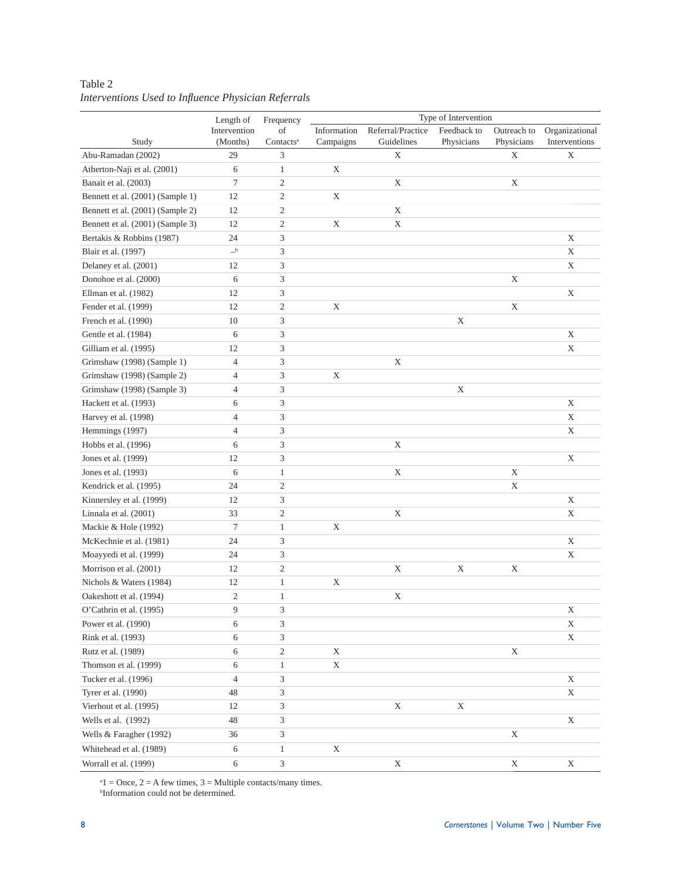Table 2

*Interventions Used to Influence Physician Referrals*

| Study | Length of Intervention (Months) | Frequency of Contacts[a] | Type of Intervention | | | | |
|---|---|---|---|---|---|---|---|
| | | | Information Campaigns | Referral/Practice Guidelines | Feedback to Physicians | Outreach to Physicians | Organizational Interventions |
| Abu-Ramadan (2002) | 29 | 3 | | X | | X | X |
| Atherton-Naji et al. (2001) | 6 | 1 | X | | | | |
| Banait et al. (2003) | 7 | 2 | | X | | X | |
| Bennett et al. (2001) (Sample 1) | 12 | 2 | X | | | | |
| Bennett et al. (2001) (Sample 2) | 12 | 2 | | X | | | |
| Bennett et al. (2001) (Sample 3) | 12 | 2 | X | X | | | |
| Bertakis & Robbins (1987) | 24 | 3 | | | | | X |
| Blair et al. (1997) | –[b] | 3 | | | | | X |
| Delaney et al. (2001) | 12 | 3 | | | | | X |
| Donohoe et al. (2000) | 6 | 3 | | | | X | |
| Ellman et al. (1982) | 12 | 3 | | | | | X |
| Fender et al. (1999) | 12 | 2 | X | | | X | |
| French et al. (1990) | 10 | 3 | | | X | | |
| Gentle et al. (1984) | 6 | 3 | | | | | X |
| Gilliam et al. (1995) | 12 | 3 | | | | | X |
| Grimshaw (1998) (Sample 1) | 4 | 3 | | X | | | |
| Grimshaw (1998) (Sample 2) | 4 | 3 | X | | | | |
| Grimshaw (1998) (Sample 3) | 4 | 3 | | | X | | |
| Hackett et al. (1993) | 6 | 3 | | | | | X |
| Harvey et al. (1998) | 4 | 3 | | | | | X |
| Hemmings (1997) | 4 | 3 | | | | | X |
| Hobbs et al. (1996) | 6 | 3 | | X | | | |
| Jones et al. (1999) | 12 | 3 | | | | | X |
| Jones et al. (1993) | 6 | 1 | | X | | X | |
| Kendrick et al. (1995) | 24 | 2 | | | | X | |
| Kinnersley et al. (1999) | 12 | 3 | | | | | X |
| Linnala et al. (2001) | 33 | 2 | | X | | | X |
| Mackie & Hole (1992) | 7 | 1 | X | | | | |
| McKechnie et al. (1981) | 24 | 3 | | | | | X |
| Moayyedi et al. (1999) | 24 | 3 | | | | | X |
| Morrison et al. (2001) | 12 | 2 | | X | X | X | |
| Nichols & Waters (1984) | 12 | 1 | X | | | | |
| Oakeshott et al. (1994) | 2 | 1 | | X | | | |
| O'Cathrin et al. (1995) | 9 | 3 | | | | | X |
| Power et al. (1990) | 6 | 3 | | | | | X |
| Rink et al. (1993) | 6 | 3 | | | | | X |
| Rutz et al. (1989) | 6 | 2 | X | | | X | |
| Thomson et al. (1999) | 6 | 1 | X | | | | |
| Tucker et al. (1996) | 4 | 3 | | | | | X |
| Tyrer et al. (1990) | 48 | 3 | | | | | X |
| Vierhout et al. (1995) | 12 | 3 | | X | X | | |
| Wells et al. (1992) | 48 | 3 | | | | | X |
| Wells & Faragher (1992) | 36 | 3 | | | | X | |
| Whitehead et al. (1989) | 6 | 1 | X | | | | |
| Worrall et al. (1999) | 6 | 3 | | X | | X | X |

[a]1 = Once, 2 = A few times, 3 = Multiple contacts/many times.
[b]Information could not be determined.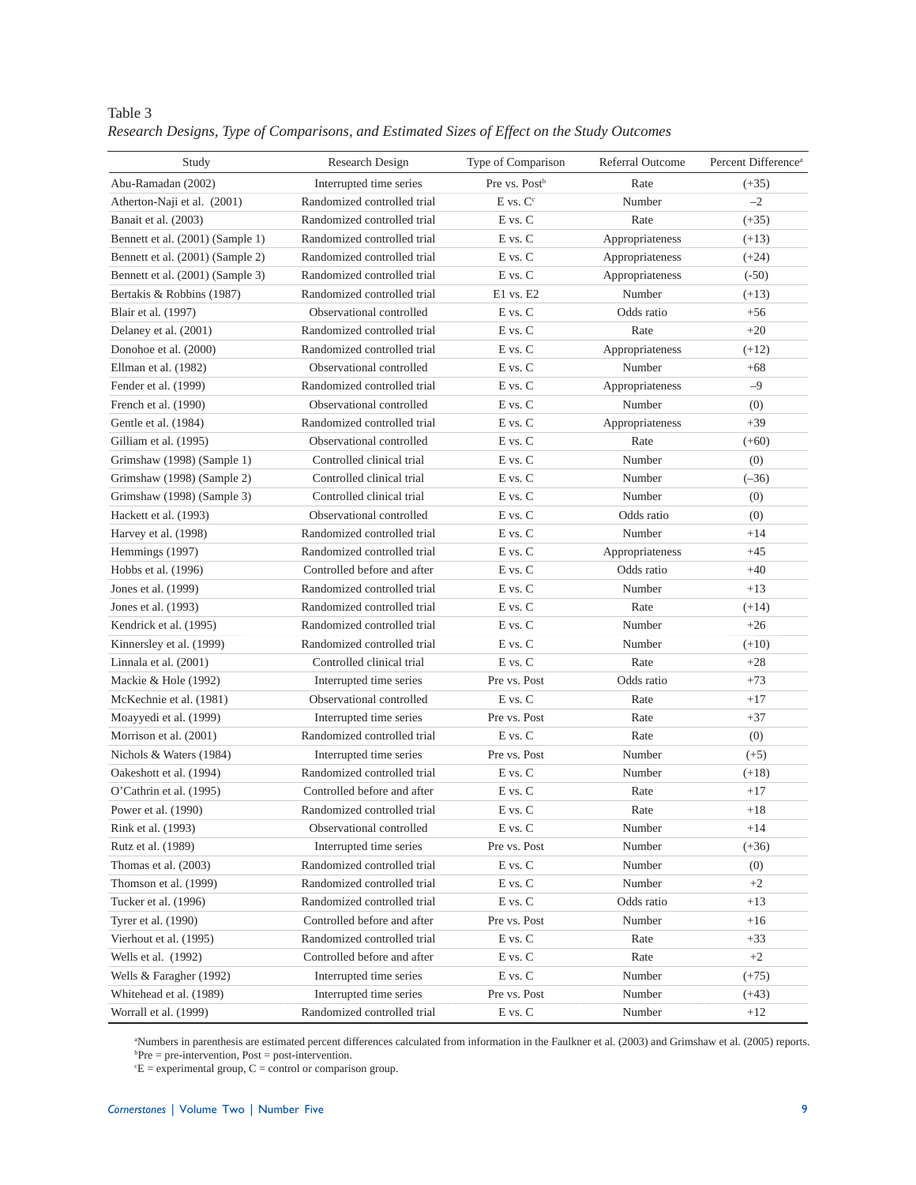Table 3

*Research Designs, Type of Comparisons, and Estimated Sizes of Effect on the Study Outcomes*

| Study | Research Design | Type of Comparison | Referral Outcome | Percent Difference[a] |
|---|---|---|---|---|
| Abu-Ramadan (2002) | Interrupted time series | Pre vs. Post[b] | Rate | (+35) |
| Atherton-Naji et al. (2001) | Randomized controlled trial | E vs. C[c] | Number | –2 |
| Banait et al. (2003) | Randomized controlled trial | E vs. C | Rate | (+35) |
| Bennett et al. (2001) (Sample 1) | Randomized controlled trial | E vs. C | Appropriateness | (+13) |
| Bennett et al. (2001) (Sample 2) | Randomized controlled trial | E vs. C | Appropriateness | (+24) |
| Bennett et al. (2001) (Sample 3) | Randomized controlled trial | E vs. C | Appropriateness | (-50) |
| Bertakis & Robbins (1987) | Randomized controlled trial | E1 vs. E2 | Number | (+13) |
| Blair et al. (1997) | Observational controlled | E vs. C | Odds ratio | +56 |
| Delaney et al. (2001) | Randomized controlled trial | E vs. C | Rate | +20 |
| Donohoe et al. (2000) | Randomized controlled trial | E vs. C | Appropriateness | (+12) |
| Ellman et al. (1982) | Observational controlled | E vs. C | Number | +68 |
| Fender et al. (1999) | Randomized controlled trial | E vs. C | Appropriateness | –9 |
| French et al. (1990) | Observational controlled | E vs. C | Number | (0) |
| Gentle et al. (1984) | Randomized controlled trial | E vs. C | Appropriateness | +39 |
| Gilliam et al. (1995) | Observational controlled | E vs. C | Rate | (+60) |
| Grimshaw (1998) (Sample 1) | Controlled clinical trial | E vs. C | Number | (0) |
| Grimshaw (1998) (Sample 2) | Controlled clinical trial | E vs. C | Number | (–36) |
| Grimshaw (1998) (Sample 3) | Controlled clinical trial | E vs. C | Number | (0) |
| Hackett et al. (1993) | Observational controlled | E vs. C | Odds ratio | (0) |
| Harvey et al. (1998) | Randomized controlled trial | E vs. C | Number | +14 |
| Hemmings (1997) | Randomized controlled trial | E vs. C | Appropriateness | +45 |
| Hobbs et al. (1996) | Controlled before and after | E vs. C | Odds ratio | +40 |
| Jones et al. (1999) | Randomized controlled trial | E vs. C | Number | +13 |
| Jones et al. (1993) | Randomized controlled trial | E vs. C | Rate | (+14) |
| Kendrick et al. (1995) | Randomized controlled trial | E vs. C | Number | +26 |
| Kinnersley et al. (1999) | Randomized controlled trial | E vs. C | Number | (+10) |
| Linnala et al. (2001) | Controlled clinical trial | E vs. C | Rate | +28 |
| Mackie & Hole (1992) | Interrupted time series | Pre vs. Post | Odds ratio | +73 |
| McKechnie et al. (1981) | Observational controlled | E vs. C | Rate | +17 |
| Moayyedi et al. (1999) | Interrupted time series | Pre vs. Post | Rate | +37 |
| Morrison et al. (2001) | Randomized controlled trial | E vs. C | Rate | (0) |
| Nichols & Waters (1984) | Interrupted time series | Pre vs. Post | Number | (+5) |
| Oakeshott et al. (1994) | Randomized controlled trial | E vs. C | Number | (+18) |
| O'Cathrin et al. (1995) | Controlled before and after | E vs. C | Rate | +17 |
| Power et al. (1990) | Randomized controlled trial | E vs. C | Rate | +18 |
| Rink et al. (1993) | Observational controlled | E vs. C | Number | +14 |
| Rutz et al. (1989) | Interrupted time series | Pre vs. Post | Number | (+36) |
| Thomas et al. (2003) | Randomized controlled trial | E vs. C | Number | (0) |
| Thomson et al. (1999) | Randomized controlled trial | E vs. C | Number | +2 |
| Tucker et al. (1996) | Randomized controlled trial | E vs. C | Odds ratio | +13 |
| Tyrer et al. (1990) | Controlled before and after | Pre vs. Post | Number | +16 |
| Vierhout et al. (1995) | Randomized controlled trial | E vs. C | Rate | +33 |
| Wells et al. (1992) | Controlled before and after | E vs. C | Rate | +2 |
| Wells & Faragher (1992) | Interrupted time series | E vs. C | Number | (+75) |
| Whitehead et al. (1989) | Interrupted time series | Pre vs. Post | Number | (+43) |
| Worrall et al. (1999) | Randomized controlled trial | E vs. C | Number | +12 |

[a]Numbers in parenthesis are estimated percent differences calculated from information in the Faulkner et al. (2003) and Grimshaw et al. (2005) reports.
[b]Pre = pre-intervention, Post = post-intervention.
[c]E = experimental group, C = control or comparison group.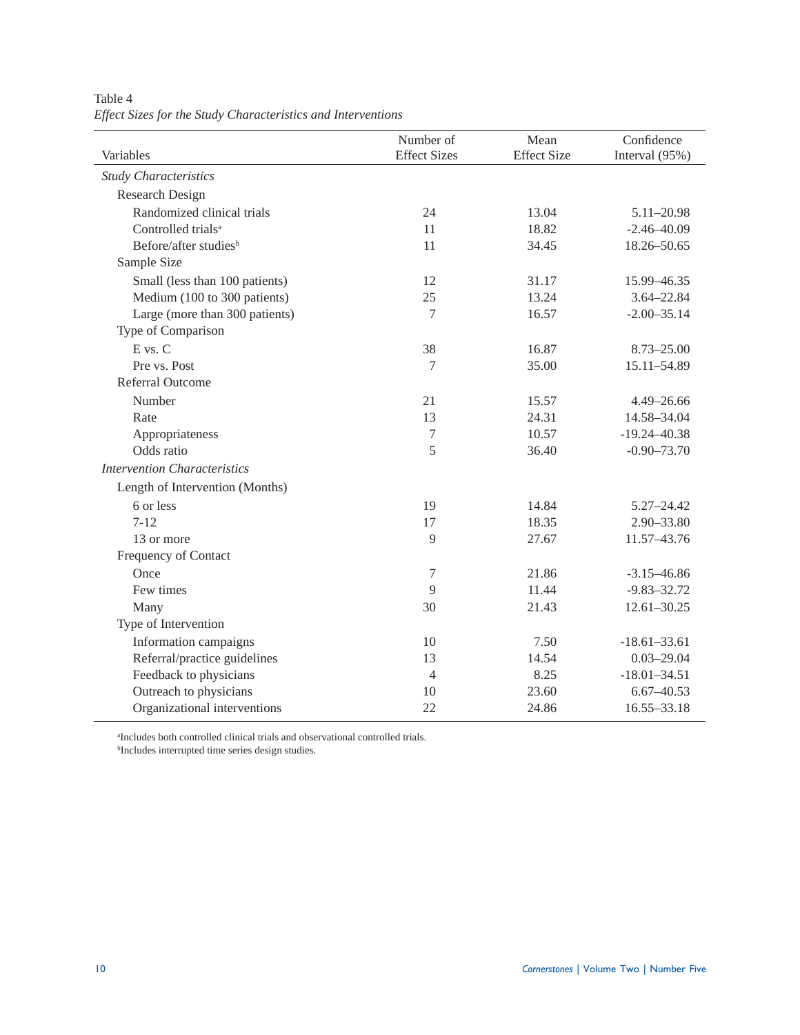Table 4

*Effect Sizes for the Study Characteristics and Interventions*

| Variables | Number of Effect Sizes | Mean Effect Size | Confidence Interval (95%) |
|---|---|---|---|
| *Study Characteristics* | | | |
| Research Design | | | |
| Randomized clinical trials | 24 | 13.04 | 5.11–20.98 |
| Controlled trials[a] | 11 | 18.82 | -2.46–40.09 |
| Before/after studies[b] | 11 | 34.45 | 18.26–50.65 |
| Sample Size | | | |
| Small (less than 100 patients) | 12 | 31.17 | 15.99–46.35 |
| Medium (100 to 300 patients) | 25 | 13.24 | 3.64–22.84 |
| Large (more than 300 patients) | 7 | 16.57 | -2.00–35.14 |
| Type of Comparison | | | |
| E vs. C | 38 | 16.87 | 8.73–25.00 |
| Pre vs. Post | 7 | 35.00 | 15.11–54.89 |
| Referral Outcome | | | |
| Number | 21 | 15.57 | 4.49–26.66 |
| Rate | 13 | 24.31 | 14.58–34.04 |
| Appropriateness | 7 | 10.57 | -19.24–40.38 |
| Odds ratio | 5 | 36.40 | -0.90–73.70 |
| *Intervention Characteristics* | | | |
| Length of Intervention (Months) | | | |
| 6 or less | 19 | 14.84 | 5.27–24.42 |
| 7-12 | 17 | 18.35 | 2.90–33.80 |
| 13 or more | 9 | 27.67 | 11.57–43.76 |
| Frequency of Contact | | | |
| Once | 7 | 21.86 | -3.15–46.86 |
| Few times | 9 | 11.44 | -9.83–32.72 |
| Many | 30 | 21.43 | 12.61–30.25 |
| Type of Intervention | | | |
| Information campaigns | 10 | 7.50 | -18.61–33.61 |
| Referral/practice guidelines | 13 | 14.54 | 0.03–29.04 |
| Feedback to physicians | 4 | 8.25 | -18.01–34.51 |
| Outreach to physicians | 10 | 23.60 | 6.67–40.53 |
| Organizational interventions | 22 | 24.86 | 16.55–33.18 |

[a]Includes both controlled clinical trials and observational controlled trials.
[b]Includes interrupted time series design studies.